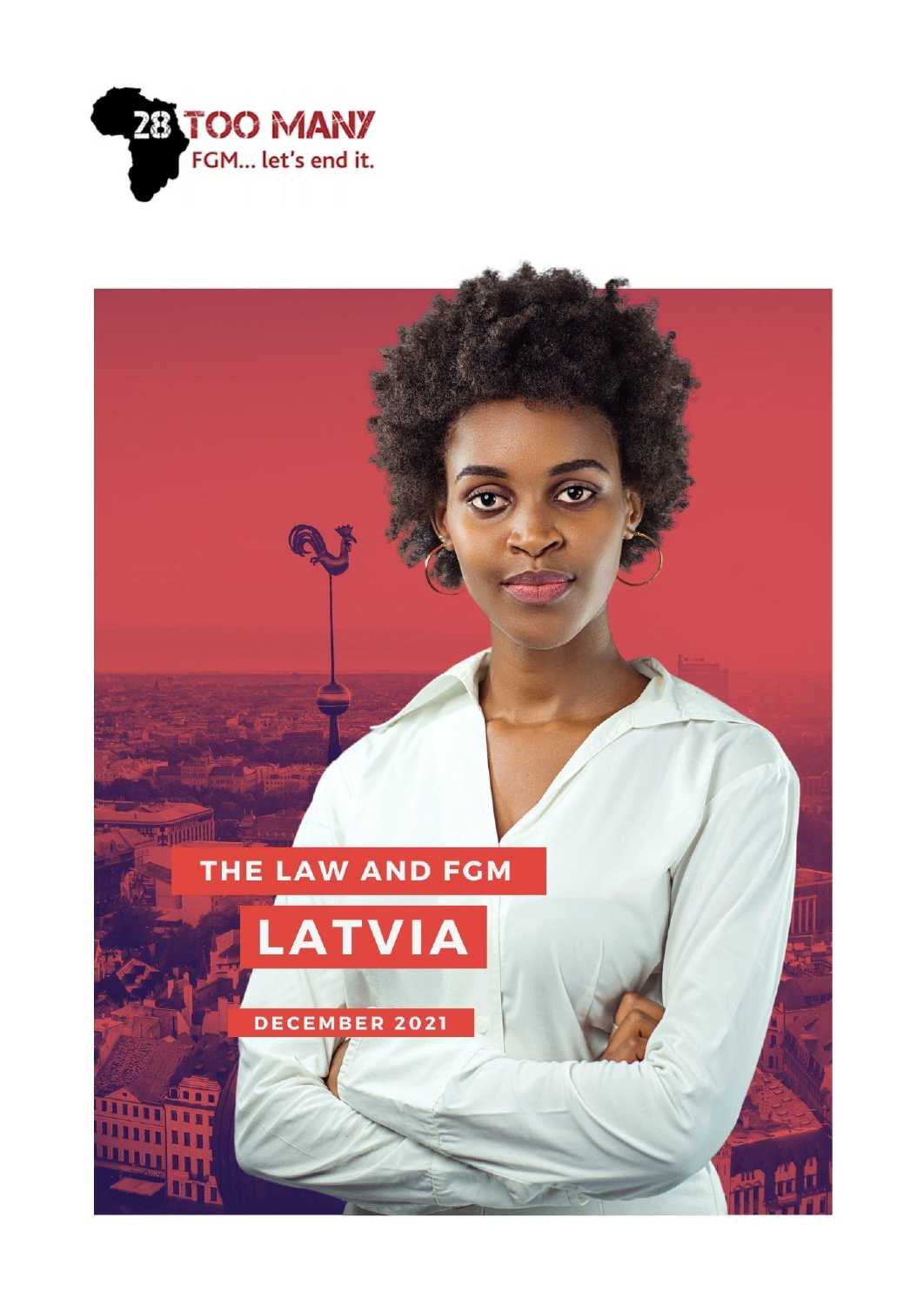28 TOO MANY

FGM... let's end it.

# THE LAW AND FGM

# LATVIA

DECEMBER 2021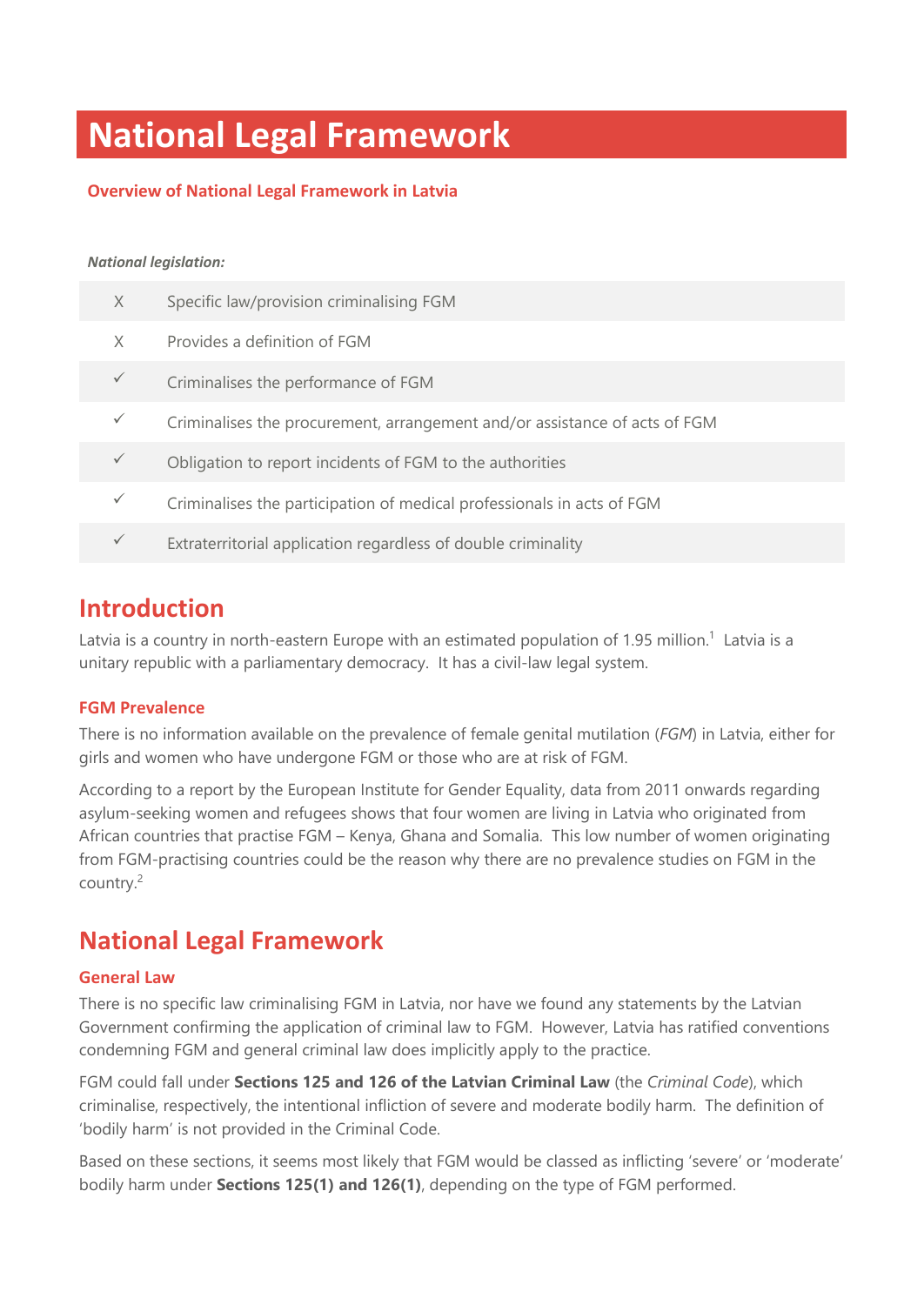# National Legal Framework

## Overview of National Legal Framework in Latvia

***National legislation:***

| | |
|---|---|
| X | Specific law/provision criminalising FGM |
| X | Provides a definition of FGM |
| ✓ | Criminalises the performance of FGM |
| ✓ | Criminalises the procurement, arrangement and/or assistance of acts of FGM |
| ✓ | Obligation to report incidents of FGM to the authorities |
| ✓ | Criminalises the participation of medical professionals in acts of FGM |
| ✓ | Extraterritorial application regardless of double criminality |

## Introduction

Latvia is a country in north-eastern Europe with an estimated population of 1.95 million.[1] Latvia is a unitary republic with a parliamentary democracy. It has a civil-law legal system.

### FGM Prevalence

There is no information available on the prevalence of female genital mutilation (*FGM*) in Latvia, either for girls and women who have undergone FGM or those who are at risk of FGM.

According to a report by the European Institute for Gender Equality, data from 2011 onwards regarding asylum-seeking women and refugees shows that four women are living in Latvia who originated from African countries that practise FGM – Kenya, Ghana and Somalia. This low number of women originating from FGM-practising countries could be the reason why there are no prevalence studies on FGM in the country.[2]

## National Legal Framework

### General Law

There is no specific law criminalising FGM in Latvia, nor have we found any statements by the Latvian Government confirming the application of criminal law to FGM. However, Latvia has ratified conventions condemning FGM and general criminal law does implicitly apply to the practice.

FGM could fall under **Sections 125 and 126 of the Latvian Criminal Law** (the *Criminal Code*), which criminalise, respectively, the intentional infliction of severe and moderate bodily harm. The definition of 'bodily harm' is not provided in the Criminal Code.

Based on these sections, it seems most likely that FGM would be classed as inflicting 'severe' or 'moderate' bodily harm under **Sections 125(1) and 126(1)**, depending on the type of FGM performed.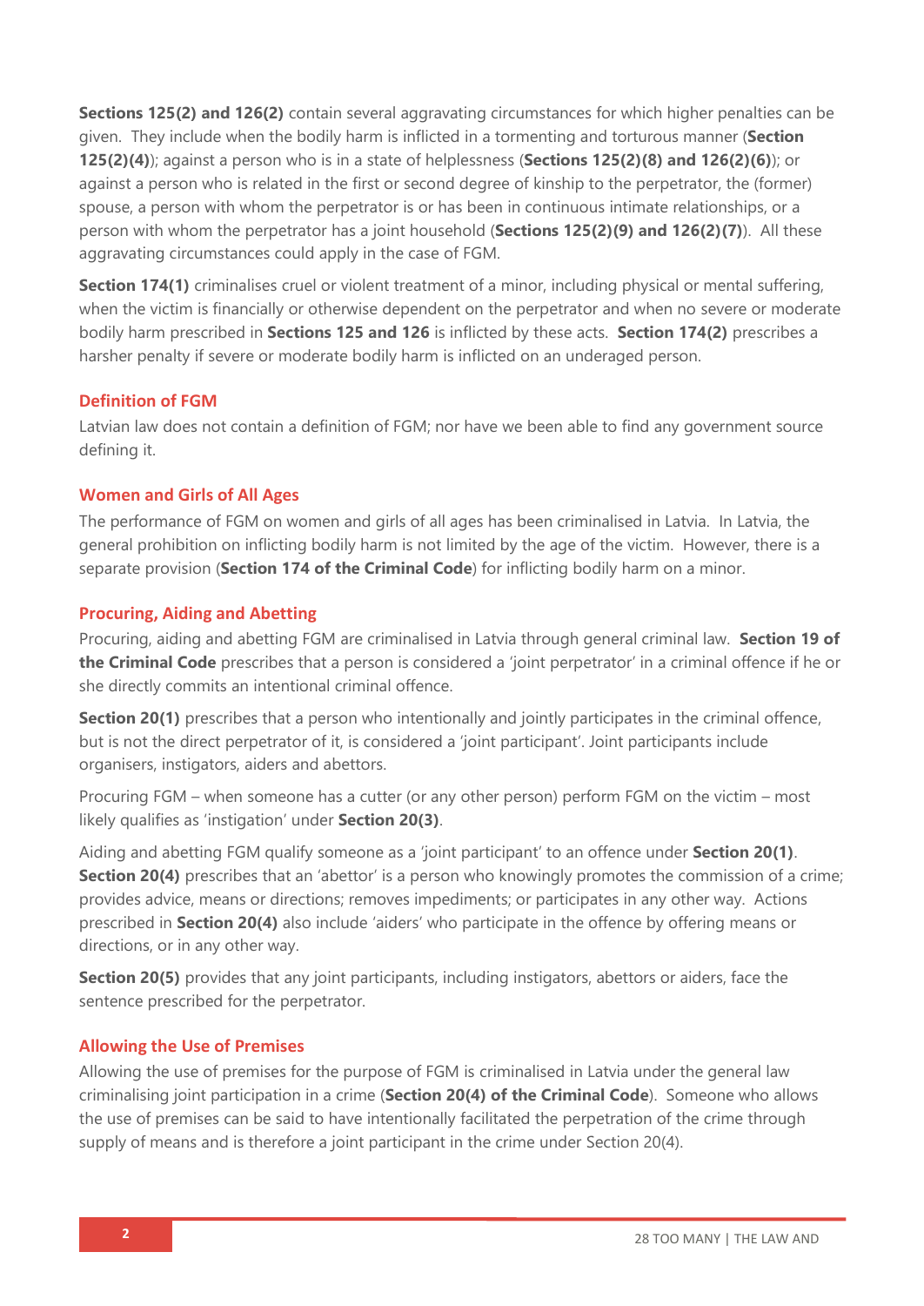**Sections 125(2) and 126(2)** contain several aggravating circumstances for which higher penalties can be given. They include when the bodily harm is inflicted in a tormenting and torturous manner (**Section 125(2)(4)**); against a person who is in a state of helplessness (**Sections 125(2)(8) and 126(2)(6)**); or against a person who is related in the first or second degree of kinship to the perpetrator, the (former) spouse, a person with whom the perpetrator is or has been in continuous intimate relationships, or a person with whom the perpetrator has a joint household (**Sections 125(2)(9) and 126(2)(7)**). All these aggravating circumstances could apply in the case of FGM.

**Section 174(1)** criminalises cruel or violent treatment of a minor, including physical or mental suffering, when the victim is financially or otherwise dependent on the perpetrator and when no severe or moderate bodily harm prescribed in **Sections 125 and 126** is inflicted by these acts. **Section 174(2)** prescribes a harsher penalty if severe or moderate bodily harm is inflicted on an underaged person.

### Definition of FGM

Latvian law does not contain a definition of FGM; nor have we been able to find any government source defining it.

### Women and Girls of All Ages

The performance of FGM on women and girls of all ages has been criminalised in Latvia. In Latvia, the general prohibition on inflicting bodily harm is not limited by the age of the victim. However, there is a separate provision (**Section 174 of the Criminal Code**) for inflicting bodily harm on a minor.

### Procuring, Aiding and Abetting

Procuring, aiding and abetting FGM are criminalised in Latvia through general criminal law. **Section 19 of the Criminal Code** prescribes that a person is considered a 'joint perpetrator' in a criminal offence if he or she directly commits an intentional criminal offence.

**Section 20(1)** prescribes that a person who intentionally and jointly participates in the criminal offence, but is not the direct perpetrator of it, is considered a 'joint participant'. Joint participants include organisers, instigators, aiders and abettors.

Procuring FGM – when someone has a cutter (or any other person) perform FGM on the victim – most likely qualifies as 'instigation' under **Section 20(3)**.

Aiding and abetting FGM qualify someone as a 'joint participant' to an offence under **Section 20(1)**. **Section 20(4)** prescribes that an 'abettor' is a person who knowingly promotes the commission of a crime; provides advice, means or directions; removes impediments; or participates in any other way. Actions prescribed in **Section 20(4)** also include 'aiders' who participate in the offence by offering means or directions, or in any other way.

**Section 20(5)** provides that any joint participants, including instigators, abettors or aiders, face the sentence prescribed for the perpetrator.

### Allowing the Use of Premises

Allowing the use of premises for the purpose of FGM is criminalised in Latvia under the general law criminalising joint participation in a crime (**Section 20(4) of the Criminal Code**). Someone who allows the use of premises can be said to have intentionally facilitated the perpetration of the crime through supply of means and is therefore a joint participant in the crime under Section 20(4).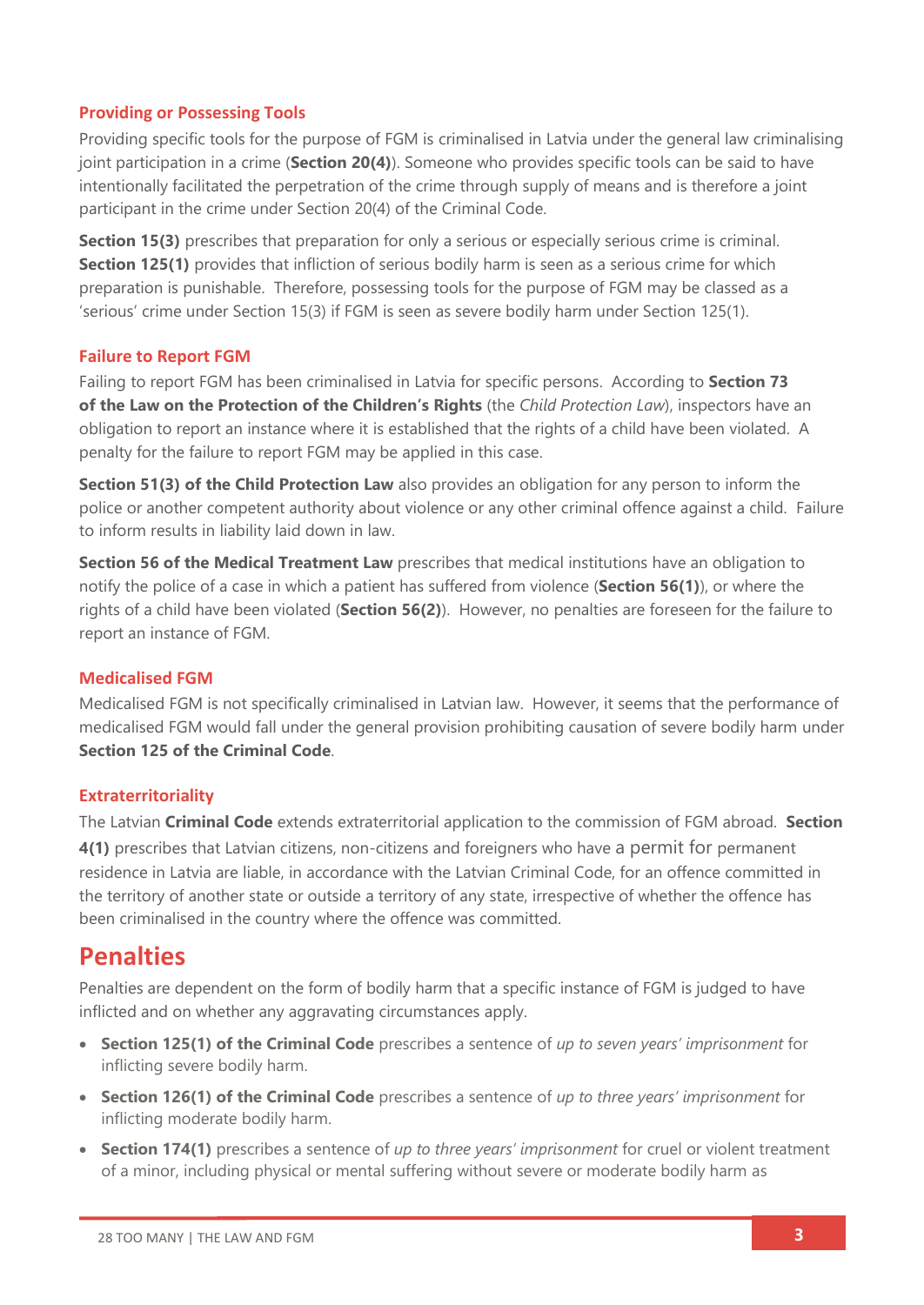### Providing or Possessing Tools

Providing specific tools for the purpose of FGM is criminalised in Latvia under the general law criminalising joint participation in a crime (**Section 20(4)**). Someone who provides specific tools can be said to have intentionally facilitated the perpetration of the crime through supply of means and is therefore a joint participant in the crime under Section 20(4) of the Criminal Code.

**Section 15(3)** prescribes that preparation for only a serious or especially serious crime is criminal. **Section 125(1)** provides that infliction of serious bodily harm is seen as a serious crime for which preparation is punishable. Therefore, possessing tools for the purpose of FGM may be classed as a 'serious' crime under Section 15(3) if FGM is seen as severe bodily harm under Section 125(1).

### Failure to Report FGM

Failing to report FGM has been criminalised in Latvia for specific persons. According to **Section 73 of the Law on the Protection of the Children's Rights** (the *Child Protection Law*), inspectors have an obligation to report an instance where it is established that the rights of a child have been violated. A penalty for the failure to report FGM may be applied in this case.

**Section 51(3) of the Child Protection Law** also provides an obligation for any person to inform the police or another competent authority about violence or any other criminal offence against a child. Failure to inform results in liability laid down in law.

**Section 56 of the Medical Treatment Law** prescribes that medical institutions have an obligation to notify the police of a case in which a patient has suffered from violence (**Section 56(1)**), or where the rights of a child have been violated (**Section 56(2)**). However, no penalties are foreseen for the failure to report an instance of FGM.

### Medicalised FGM

Medicalised FGM is not specifically criminalised in Latvian law. However, it seems that the performance of medicalised FGM would fall under the general provision prohibiting causation of severe bodily harm under **Section 125 of the Criminal Code**.

### Extraterritoriality

The Latvian **Criminal Code** extends extraterritorial application to the commission of FGM abroad. **Section 4(1)** prescribes that Latvian citizens, non-citizens and foreigners who have a permit for permanent residence in Latvia are liable, in accordance with the Latvian Criminal Code, for an offence committed in the territory of another state or outside a territory of any state, irrespective of whether the offence has been criminalised in the country where the offence was committed.

## Penalties

Penalties are dependent on the form of bodily harm that a specific instance of FGM is judged to have inflicted and on whether any aggravating circumstances apply.

- **Section 125(1) of the Criminal Code** prescribes a sentence of *up to seven years' imprisonment* for inflicting severe bodily harm.
- **Section 126(1) of the Criminal Code** prescribes a sentence of *up to three years' imprisonment* for inflicting moderate bodily harm.
- **Section 174(1)** prescribes a sentence of *up to three years' imprisonment* for cruel or violent treatment of a minor, including physical or mental suffering without severe or moderate bodily harm as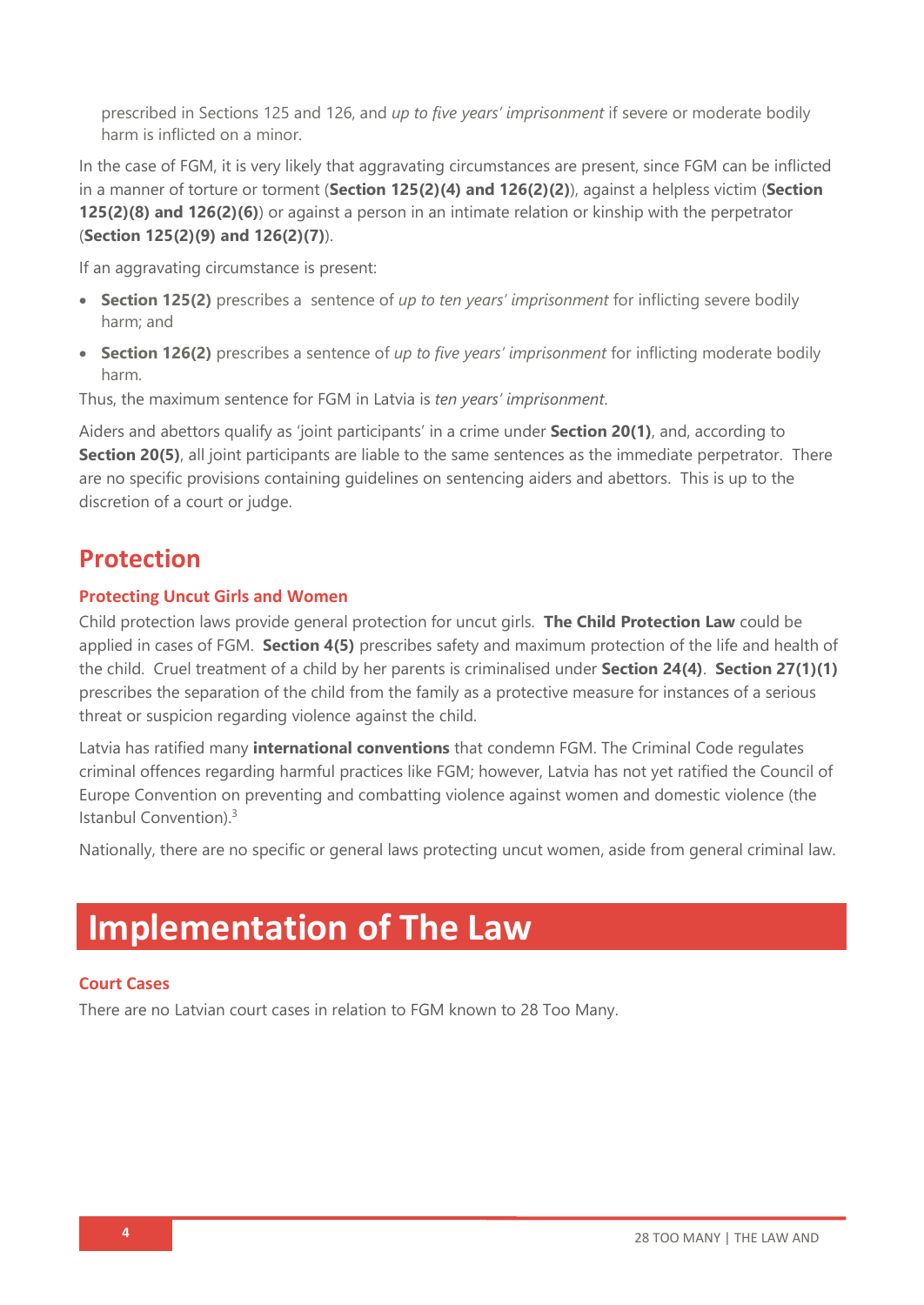prescribed in Sections 125 and 126, and *up to five years' imprisonment* if severe or moderate bodily harm is inflicted on a minor.

In the case of FGM, it is very likely that aggravating circumstances are present, since FGM can be inflicted in a manner of torture or torment (**Section 125(2)(4) and 126(2)(2)**), against a helpless victim (**Section 125(2)(8) and 126(2)(6)**) or against a person in an intimate relation or kinship with the perpetrator (**Section 125(2)(9) and 126(2)(7)**).

If an aggravating circumstance is present:

- **Section 125(2)** prescribes a sentence of *up to ten years' imprisonment* for inflicting severe bodily harm; and
- **Section 126(2)** prescribes a sentence of *up to five years' imprisonment* for inflicting moderate bodily harm.

Thus, the maximum sentence for FGM in Latvia is *ten years' imprisonment*.

Aiders and abettors qualify as 'joint participants' in a crime under **Section 20(1)**, and, according to **Section 20(5)**, all joint participants are liable to the same sentences as the immediate perpetrator. There are no specific provisions containing guidelines on sentencing aiders and abettors. This is up to the discretion of a court or judge.

## Protection

### Protecting Uncut Girls and Women

Child protection laws provide general protection for uncut girls. **The Child Protection Law** could be applied in cases of FGM. **Section 4(5)** prescribes safety and maximum protection of the life and health of the child. Cruel treatment of a child by her parents is criminalised under **Section 24(4)**. **Section 27(1)(1)** prescribes the separation of the child from the family as a protective measure for instances of a serious threat or suspicion regarding violence against the child.

Latvia has ratified many **international conventions** that condemn FGM. The Criminal Code regulates criminal offences regarding harmful practices like FGM; however, Latvia has not yet ratified the Council of Europe Convention on preventing and combatting violence against women and domestic violence (the Istanbul Convention).[3]

Nationally, there are no specific or general laws protecting uncut women, aside from general criminal law.

# Implementation of The Law

### Court Cases

There are no Latvian court cases in relation to FGM known to 28 Too Many.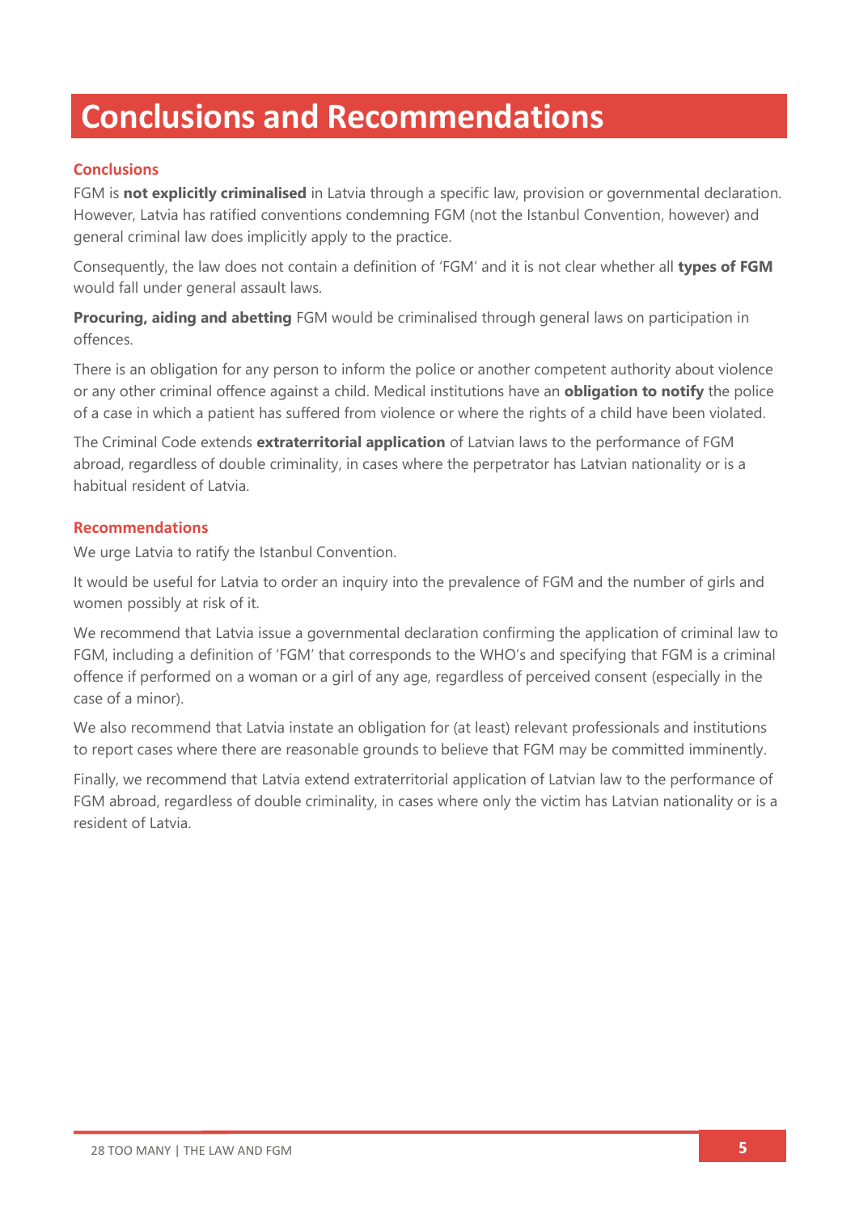# Conclusions and Recommendations

## Conclusions

FGM is **not explicitly criminalised** in Latvia through a specific law, provision or governmental declaration. However, Latvia has ratified conventions condemning FGM (not the Istanbul Convention, however) and general criminal law does implicitly apply to the practice.

Consequently, the law does not contain a definition of 'FGM' and it is not clear whether all **types of FGM** would fall under general assault laws.

**Procuring, aiding and abetting** FGM would be criminalised through general laws on participation in offences.

There is an obligation for any person to inform the police or another competent authority about violence or any other criminal offence against a child. Medical institutions have an **obligation to notify** the police of a case in which a patient has suffered from violence or where the rights of a child have been violated.

The Criminal Code extends **extraterritorial application** of Latvian laws to the performance of FGM abroad, regardless of double criminality, in cases where the perpetrator has Latvian nationality or is a habitual resident of Latvia.

## Recommendations

We urge Latvia to ratify the Istanbul Convention.

It would be useful for Latvia to order an inquiry into the prevalence of FGM and the number of girls and women possibly at risk of it.

We recommend that Latvia issue a governmental declaration confirming the application of criminal law to FGM, including a definition of 'FGM' that corresponds to the WHO's and specifying that FGM is a criminal offence if performed on a woman or a girl of any age, regardless of perceived consent (especially in the case of a minor).

We also recommend that Latvia instate an obligation for (at least) relevant professionals and institutions to report cases where there are reasonable grounds to believe that FGM may be committed imminently.

Finally, we recommend that Latvia extend extraterritorial application of Latvian law to the performance of FGM abroad, regardless of double criminality, in cases where only the victim has Latvian nationality or is a resident of Latvia.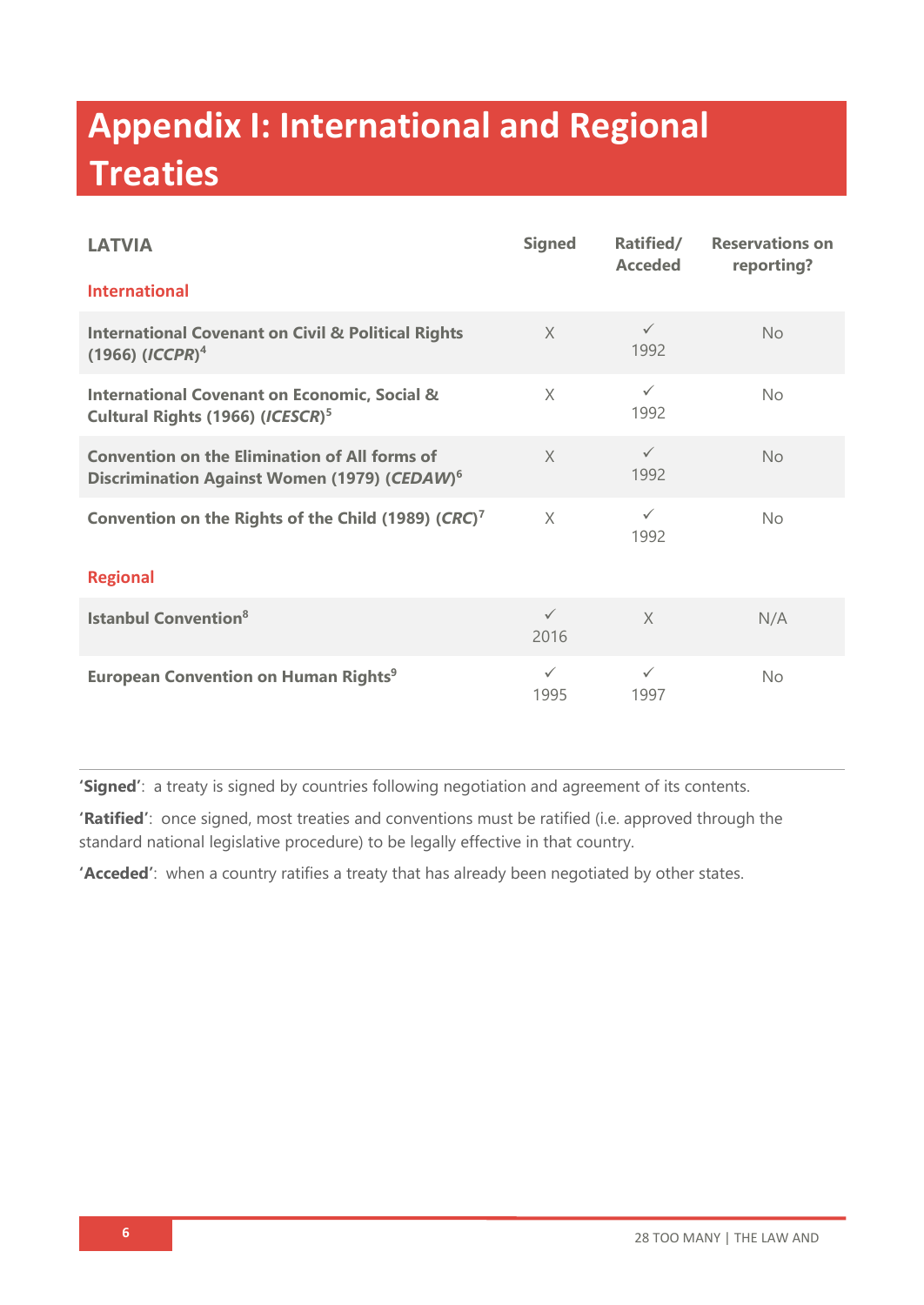# Appendix I: International and Regional Treaties

| LATVIA | Signed | Ratified/ Acceded | Reservations on reporting? |
|---|---|---|---|
| **International** | | | |
| **International Covenant on Civil & Political Rights (1966) (*ICCPR*)**[4] | X | ✓ 1992 | No |
| **International Covenant on Economic, Social & Cultural Rights (1966) (*ICESCR*)**[5] | X | ✓ 1992 | No |
| **Convention on the Elimination of All forms of Discrimination Against Women (1979) (*CEDAW*)**[6] | X | ✓ 1992 | No |
| **Convention on the Rights of the Child (1989) (*CRC*)**[7] | X | ✓ 1992 | No |
| **Regional** | | | |
| **Istanbul Convention**[8] | ✓ 2016 | X | N/A |
| **European Convention on Human Rights**[9] | ✓ 1995 | ✓ 1997 | No |

**'Signed'**: a treaty is signed by countries following negotiation and agreement of its contents.

**'Ratified'**: once signed, most treaties and conventions must be ratified (i.e. approved through the standard national legislative procedure) to be legally effective in that country.

**'Acceded'**: when a country ratifies a treaty that has already been negotiated by other states.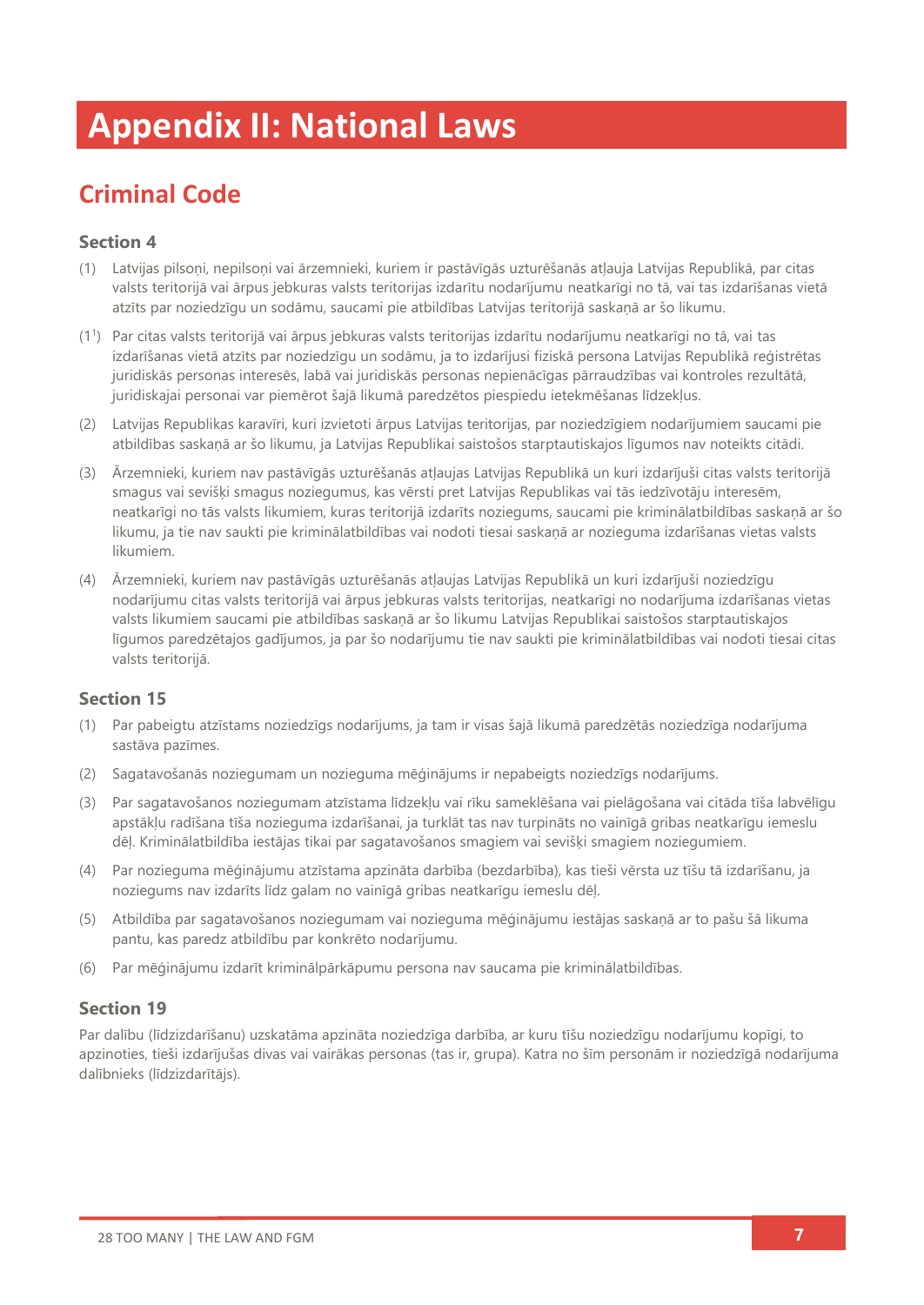# Appendix II: National Laws

## Criminal Code

### Section 4

(1) Latvijas pilsoņi, nepilsoņi vai ārzemnieki, kuriem ir pastāvīgās uzturēšanās atļauja Latvijas Republikā, par citas valsts teritorijā vai ārpus jebkuras valsts teritorijas izdarītu nodarījumu neatkarīgi no tā, vai tas izdarīšanas vietā atzīts par noziedzīgu un sodāmu, saucami pie atbildības Latvijas teritorijā saskaņā ar šo likumu.

(1[1]) Par citas valsts teritorijā vai ārpus jebkuras valsts teritorijas izdarītu nodarījumu neatkarīgi no tā, vai tas izdarīšanas vietā atzīts par noziedzīgu un sodāmu, ja to izdarījusi fiziskā persona Latvijas Republikā reģistrētas juridiskās personas interesēs, labā vai juridiskās personas nepienācīgas pārraudzības vai kontroles rezultātā, juridiskajai personai var piemērot šajā likumā paredzētos piespiedu ietekmēšanas līdzekļus.

(2) Latvijas Republikas karavīri, kuri izvietoti ārpus Latvijas teritorijas, par noziedzīgiem nodarījumiem saucami pie atbildības saskaņā ar šo likumu, ja Latvijas Republikai saistošos starptautiskajos līgumos nav noteikts citādi.

(3) Ārzemnieki, kuriem nav pastāvīgās uzturēšanās atļaujas Latvijas Republikā un kuri izdarījuši citas valsts teritorijā smagus vai sevišķi smagus noziegumus, kas vērsti pret Latvijas Republikas vai tās iedzīvotāju interesēm, neatkarīgi no tās valsts likumiem, kuras teritorijā izdarīts noziegums, saucami pie kriminālatbildības saskaņā ar šo likumu, ja tie nav saukti pie kriminālatbildības vai nodoti tiesai saskaņā ar nozieguma izdarīšanas vietas valsts likumiem.

(4) Ārzemnieki, kuriem nav pastāvīgās uzturēšanās atļaujas Latvijas Republikā un kuri izdarījuši noziedzīgu nodarījumu citas valsts teritorijā vai ārpus jebkuras valsts teritorijas, neatkarīgi no nodarījuma izdarīšanas vietas valsts likumiem saucami pie atbildības saskaņā ar šo likumu Latvijas Republikai saistošos starptautiskajos līgumos paredzētajos gadījumos, ja par šo nodarījumu tie nav saukti pie kriminālatbildības vai nodoti tiesai citas valsts teritorijā.

### Section 15

(1) Par pabeigtu atzīstams noziedzīgs nodarījums, ja tam ir visas šajā likumā paredzētās noziedzīga nodarījuma sastāva pazīmes.

(2) Sagatavošanās noziegumam un nozieguma mēģinājums ir nepabeigts noziedzīgs nodarījums.

(3) Par sagatavošanos noziegumam atzīstama līdzekļu vai rīku sameklēšana vai pielāgošana vai citāda tīša labvēlīgu apstākļu radīšana tīša nozieguma izdarīšanai, ja turklāt tas nav turpināts no vainīgā gribas neatkarīgu iemeslu dēļ. Kriminālatbildība iestājas tikai par sagatavošanos smagiem vai sevišķi smagiem noziegumiem.

(4) Par nozieguma mēģinājumu atzīstama apzināta darbība (bezdarbība), kas tieši vērsta uz tīšu tā izdarīšanu, ja noziegums nav izdarīts līdz galam no vainīgā gribas neatkarīgu iemeslu dēļ.

(5) Atbildība par sagatavošanos noziegumam vai nozieguma mēģinājumu iestājas saskaņā ar to pašu šā likuma pantu, kas paredz atbildību par konkrēto nodarījumu.

(6) Par mēģinājumu izdarīt kriminālpārkāpumu persona nav saucama pie kriminālatbildības.

### Section 19

Par dalību (līdzizdarīšanu) uzskatāma apzināta noziedzīga darbība, ar kuru tīšu noziedzīgu nodarījumu kopīgi, to apzinoties, tieši izdarījušas divas vai vairākas personas (tas ir, grupa). Katra no šīm personām ir noziedzīgā nodarījuma dalībnieks (līdzizdarītājs).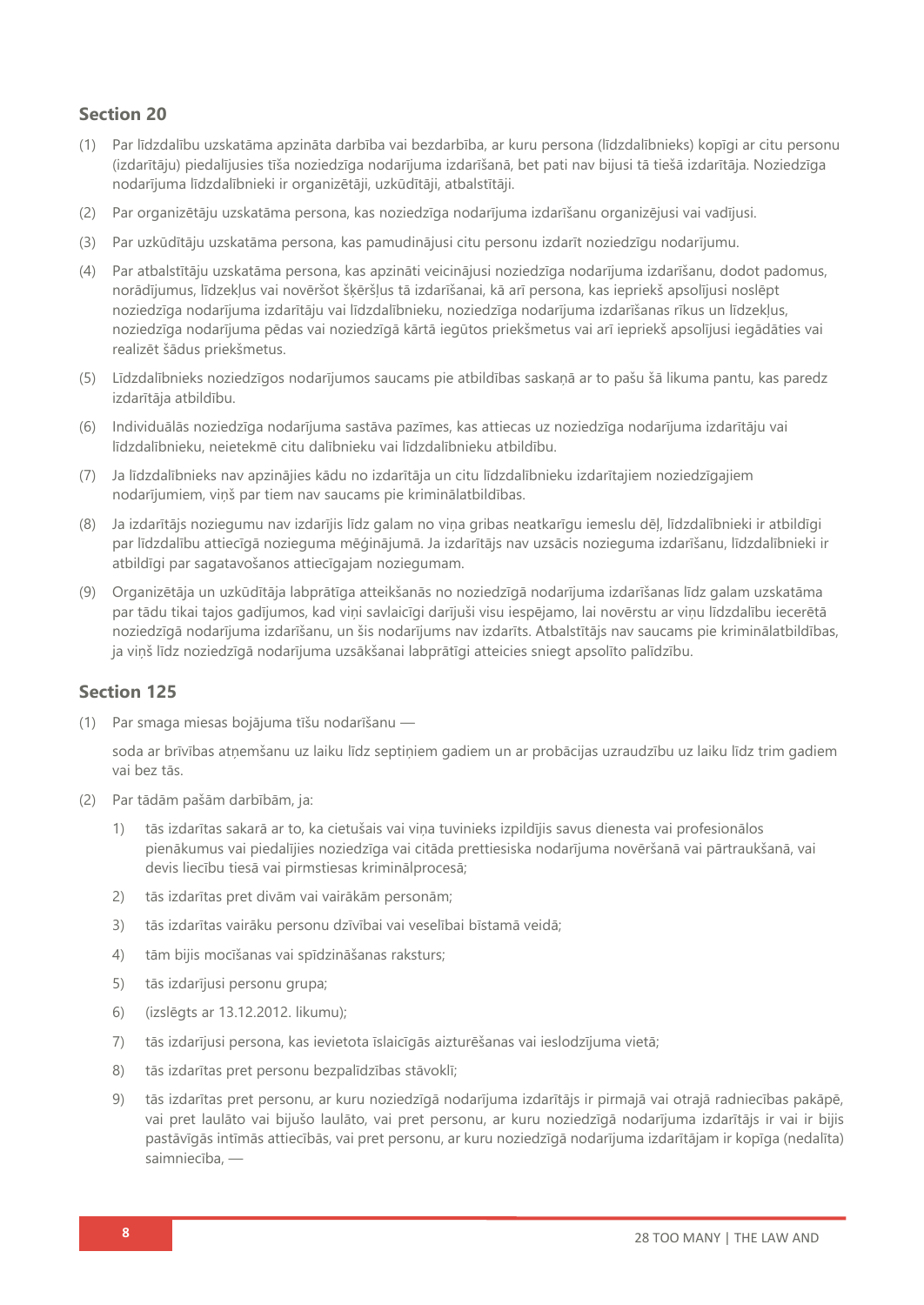## Section 20

(1) Par līdzdalību uzskatāma apzināta darbība vai bezdarbība, ar kuru persona (līdzdalībnieks) kopīgi ar citu personu (izdarītāju) piedalījusies tīša noziedzīga nodarījuma izdarīšanā, bet pati nav bijusi tā tiešā izdarītāja. Noziedzīga nodarījuma līdzdalībnieki ir organizētāji, uzkūdītāji, atbalstītāji.

(2) Par organizētāju uzskatāma persona, kas noziedzīga nodarījuma izdarīšanu organizējusi vai vadījusi.

(3) Par uzkūdītāju uzskatāma persona, kas pamudinājusi citu personu izdarīt noziedzīgu nodarījumu.

(4) Par atbalstītāju uzskatāma persona, kas apzināti veicinājusi noziedzīga nodarījuma izdarīšanu, dodot padomus, norādījumus, līdzekļus vai novēršot šķēršļus tā izdarīšanai, kā arī persona, kas iepriekš apsolījusi noslēpt noziedzīga nodarījuma izdarītāju vai līdzdalībnieku, noziedzīga nodarījuma izdarīšanas rīkus un līdzekļus, noziedzīga nodarījuma pēdas vai noziedzīgā kārtā iegūtos priekšmetus vai arī iepriekš apsolījusi iegādāties vai realizēt šādus priekšmetus.

(5) Līdzdalībnieks noziedzīgos nodarījumos saucams pie atbildības saskaņā ar to pašu šā likuma pantu, kas paredz izdarītāja atbildību.

(6) Individuālās noziedzīga nodarījuma sastāva pazīmes, kas attiecas uz noziedzīga nodarījuma izdarītāju vai līdzdalībnieku, neietekmē citu dalībnieku vai līdzdalībnieku atbildību.

(7) Ja līdzdalībnieks nav apzinājies kādu no izdarītāja un citu līdzdalībnieku izdarītajiem noziedzīgajiem nodarījumiem, viņš par tiem nav saucams pie kriminālatbildības.

(8) Ja izdarītājs noziegumu nav izdarījis līdz galam no viņa gribas neatkarīgu iemeslu dēļ, līdzdalībnieki ir atbildīgi par līdzdalību attiecīgā nozieguma mēģinājumā. Ja izdarītājs nav uzsācis nozieguma izdarīšanu, līdzdalībnieki ir atbildīgi par sagatavošanos attiecīgajam noziegumam.

(9) Organizētāja un uzkūdītāja labprātīga atteikšanās no noziedzīgā nodarījuma izdarīšanas līdz galam uzskatāma par tādu tikai tajos gadījumos, kad viņi savlaicīgi darījuši visu iespējamo, lai novērstu ar viņu līdzdalību iecerētā noziedzīgā nodarījuma izdarīšanu, un šis nodarījums nav izdarīts. Atbalstītājs nav saucams pie kriminālatbildības, ja viņš līdz noziedzīgā nodarījuma uzsākšanai labprātīgi atteicies sniegt apsolīto palīdzību.

## Section 125

(1) Par smaga miesas bojājuma tīšu nodarīšanu —

soda ar brīvības atņemšanu uz laiku līdz septiņiem gadiem un ar probācijas uzraudzību uz laiku līdz trim gadiem vai bez tās.

(2) Par tādām pašām darbībām, ja:

1) tās izdarītas sakarā ar to, ka cietušais vai viņa tuvinieks izpildījis savus dienesta vai profesionālos pienākumus vai piedalījies noziedzīga vai citāda prettiesiska nodarījuma novēršanā vai pārtraukšanā, vai devis liecību tiesā vai pirmstiesas kriminālprocesā;

2) tās izdarītas pret divām vai vairākām personām;

3) tās izdarītas vairāku personu dzīvībai vai veselībai bīstamā veidā;

4) tām bijis mocīšanas vai spīdzināšanas raksturs;

5) tās izdarījusi personu grupa;

6) (izslēgts ar 13.12.2012. likumu);

7) tās izdarījusi persona, kas ievietota īslaicīgās aizturēšanas vai ieslodzījuma vietā;

8) tās izdarītas pret personu bezpalīdzības stāvoklī;

9) tās izdarītas pret personu, ar kuru noziedzīgā nodarījuma izdarītājs ir pirmajā vai otrajā radniecības pakāpē, vai pret laulāto vai bijušo laulāto, vai pret personu, ar kuru noziedzīgā nodarījuma izdarītājs ir vai ir bijis pastāvīgās intīmās attiecībās, vai pret personu, ar kuru noziedzīgā nodarījuma izdarītājam ir kopīga (nedalīta) saimniecība, —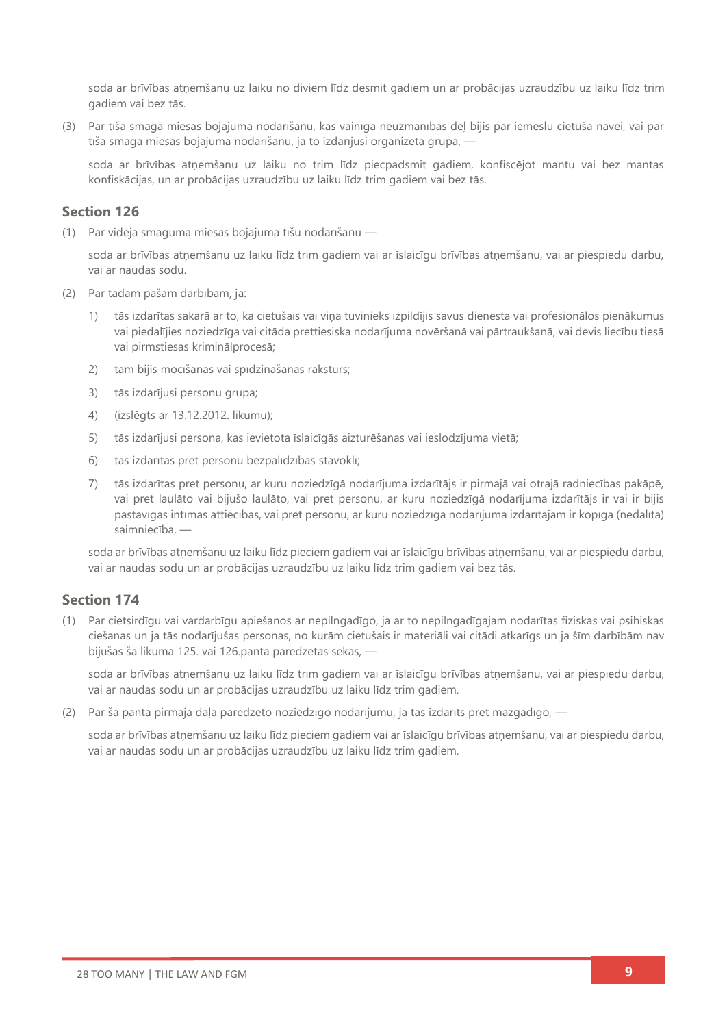soda ar brīvības atņemšanu uz laiku no diviem līdz desmit gadiem un ar probācijas uzraudzību uz laiku līdz trim gadiem vai bez tās.

(3) Par tīša smaga miesas bojājuma nodarīšanu, kas vainīgā neuzmanības dēļ bijis par iemeslu cietušā nāvei, vai par tīša smaga miesas bojājuma nodarīšanu, ja to izdarījusi organizēta grupa, —

soda ar brīvības atņemšanu uz laiku no trim līdz piecpadsmit gadiem, konfiscējot mantu vai bez mantas konfiskācijas, un ar probācijas uzraudzību uz laiku līdz trim gadiem vai bez tās.

## Section 126

(1) Par vidēja smaguma miesas bojājuma tīšu nodarīšanu —

soda ar brīvības atņemšanu uz laiku līdz trim gadiem vai ar īslaicīgu brīvības atņemšanu, vai ar piespiedu darbu, vai ar naudas sodu.

(2) Par tādām pašām darbībām, ja:

1) tās izdarītas sakarā ar to, ka cietušais vai viņa tuvinieks izpildījis savus dienesta vai profesionālos pienākumus vai piedalījies noziedzīga vai citāda prettiesiska nodarījuma novēršanā vai pārtraukšanā, vai devis liecību tiesā vai pirmstiesas kriminālprocesā;

2) tām bijis mocīšanas vai spīdzināšanas raksturs;

3) tās izdarījusi personu grupa;

4) (izslēgts ar 13.12.2012. likumu);

5) tās izdarījusi persona, kas ievietota īslaicīgās aizturēšanas vai ieslodzījuma vietā;

6) tās izdarītas pret personu bezpalīdzības stāvoklī;

7) tās izdarītas pret personu, ar kuru noziedzīgā nodarījuma izdarītājs ir pirmajā vai otrajā radniecības pakāpē, vai pret laulāto vai bijušo laulāto, vai pret personu, ar kuru noziedzīgā nodarījuma izdarītājs ir vai ir bijis pastāvīgās intīmās attiecībās, vai pret personu, ar kuru noziedzīgā nodarījuma izdarītājam ir kopīga (nedalīta) saimniecība, —

soda ar brīvības atņemšanu uz laiku līdz pieciem gadiem vai ar īslaicīgu brīvības atņemšanu, vai ar piespiedu darbu, vai ar naudas sodu un ar probācijas uzraudzību uz laiku līdz trim gadiem vai bez tās.

## Section 174

(1) Par cietsirdīgu vai vardarbīgu apiešanos ar nepilngadīgo, ja ar to nepilngadīgajam nodarītas fiziskas vai psihiskas ciešanas un ja tās nodarījušas personas, no kurām cietušais ir materiāli vai citādi atkarīgs un ja šīm darbībām nav bijušas šā likuma 125. vai 126.pantā paredzētās sekas, —

soda ar brīvības atņemšanu uz laiku līdz trim gadiem vai ar īslaicīgu brīvības atņemšanu, vai ar piespiedu darbu, vai ar naudas sodu un ar probācijas uzraudzību uz laiku līdz trim gadiem.

(2) Par šā panta pirmajā daļā paredzēto noziedzīgo nodarījumu, ja tas izdarīts pret mazgadīgo, —

soda ar brīvības atņemšanu uz laiku līdz pieciem gadiem vai ar īslaicīgu brīvības atņemšanu, vai ar piespiedu darbu, vai ar naudas sodu un ar probācijas uzraudzību uz laiku līdz trim gadiem.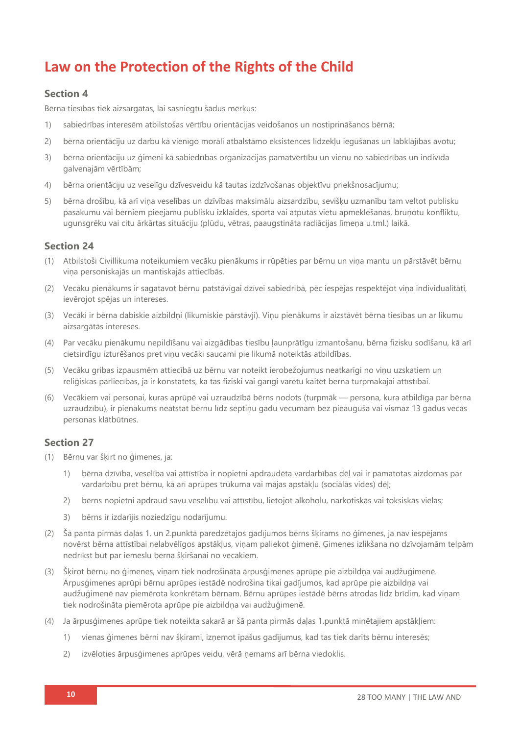# Law on the Protection of the Rights of the Child

## Section 4

Bērna tiesības tiek aizsargātas, lai sasniegtu šādus mērķus:

1) sabiedrības interesēm atbilstošas vērtību orientācijas veidošanos un nostiprināšanos bērnā;

2) bērna orientāciju uz darbu kā vienīgo morāli atbalstāmo eksistences līdzekļu iegūšanas un labklājības avotu;

3) bērna orientāciju uz ģimeni kā sabiedrības organizācijas pamatvērtību un vienu no sabiedrības un indivīda galvenajām vērtībām;

4) bērna orientāciju uz veselīgu dzīvesveidu kā tautas izdzīvošanas objektīvu priekšnosacījumu;

5) bērna drošību, kā arī viņa veselības un dzīvības maksimālu aizsardzību, sevišķu uzmanību tam veltot publisku pasākumu vai bērniem pieejamu publisku izklaides, sporta vai atpūtas vietu apmeklēšanas, bruņotu konfliktu, ugunsgrēku vai citu ārkārtas situāciju (plūdu, vētras, paaugstināta radiācijas līmeņa u.tml.) laikā.

## Section 24

(1) Atbilstoši Civillikuma noteikumiem vecāku pienākums ir rūpēties par bērnu un viņa mantu un pārstāvēt bērnu viņa personiskajās un mantiskajās attiecībās.

(2) Vecāku pienākums ir sagatavot bērnu patstāvīgai dzīvei sabiedrībā, pēc iespējas respektējot viņa individualitāti, ievērojot spējas un intereses.

(3) Vecāki ir bērna dabiskie aizbildņi (likumiskie pārstāvji). Viņu pienākums ir aizstāvēt bērna tiesības un ar likumu aizsargātās intereses.

(4) Par vecāku pienākumu nepildīšanu vai aizgādības tiesību ļaunprātīgu izmantošanu, bērna fizisku sodīšanu, kā arī cietsirdīgu izturēšanos pret viņu vecāki saucami pie likumā noteiktās atbildības.

(5) Vecāku gribas izpausmēm attiecībā uz bērnu var noteikt ierobežojumus neatkarīgi no viņu uzskatiem un reliģiskās pārliecības, ja ir konstatēts, ka tās fiziski vai garīgi varētu kaitēt bērna turpmākajai attīstībai.

(6) Vecākiem vai personai, kuras aprūpē vai uzraudzībā bērns nodots (turpmāk — persona, kura atbildīga par bērna uzraudzību), ir pienākums neatstāt bērnu līdz septiņu gadu vecumam bez pieaugušā vai vismaz 13 gadus vecas personas klātbūtnes.

## Section 27

(1) Bērnu var šķirt no ģimenes, ja:

1) bērna dzīvība, veselība vai attīstība ir nopietni apdraudēta vardarbības dēļ vai ir pamatotas aizdomas par vardarbību pret bērnu, kā arī aprūpes trūkuma vai mājas apstākļu (sociālās vides) dēļ;

2) bērns nopietni apdraud savu veselību vai attīstību, lietojot alkoholu, narkotiskās vai toksiskās vielas;

3) bērns ir izdarījis noziedzīgu nodarījumu.

(2) Šā panta pirmās daļas 1. un 2.punktā paredzētajos gadījumos bērns šķirams no ģimenes, ja nav iespējams novērst bērna attīstībai nelabvēlīgos apstākļus, viņam paliekot ģimenē. Ģimenes izlikšana no dzīvojamām telpām nedrīkst būt par iemeslu bērna šķiršanai no vecākiem.

(3) Šķirot bērnu no ģimenes, viņam tiek nodrošināta ārpusģimenes aprūpe pie aizbildņa vai audžuģimenē. Ārpusģimenes aprūpi bērnu aprūpes iestādē nodrošina tikai gadījumos, kad aprūpe pie aizbildņa vai audžuģimenē nav piemērota konkrētam bērnam. Bērnu aprūpes iestādē bērns atrodas līdz brīdim, kad viņam tiek nodrošināta piemērota aprūpe pie aizbildņa vai audžuģimenē.

(4) Ja ārpusģimenes aprūpe tiek noteikta sakarā ar šā panta pirmās daļas 1.punktā minētajiem apstākļiem:

1) vienas ģimenes bērni nav šķirami, izņemot īpašus gadījumus, kad tas tiek darīts bērnu interesēs;

2) izvēloties ārpusģimenes aprūpes veidu, vērā ņemams arī bērna viedoklis.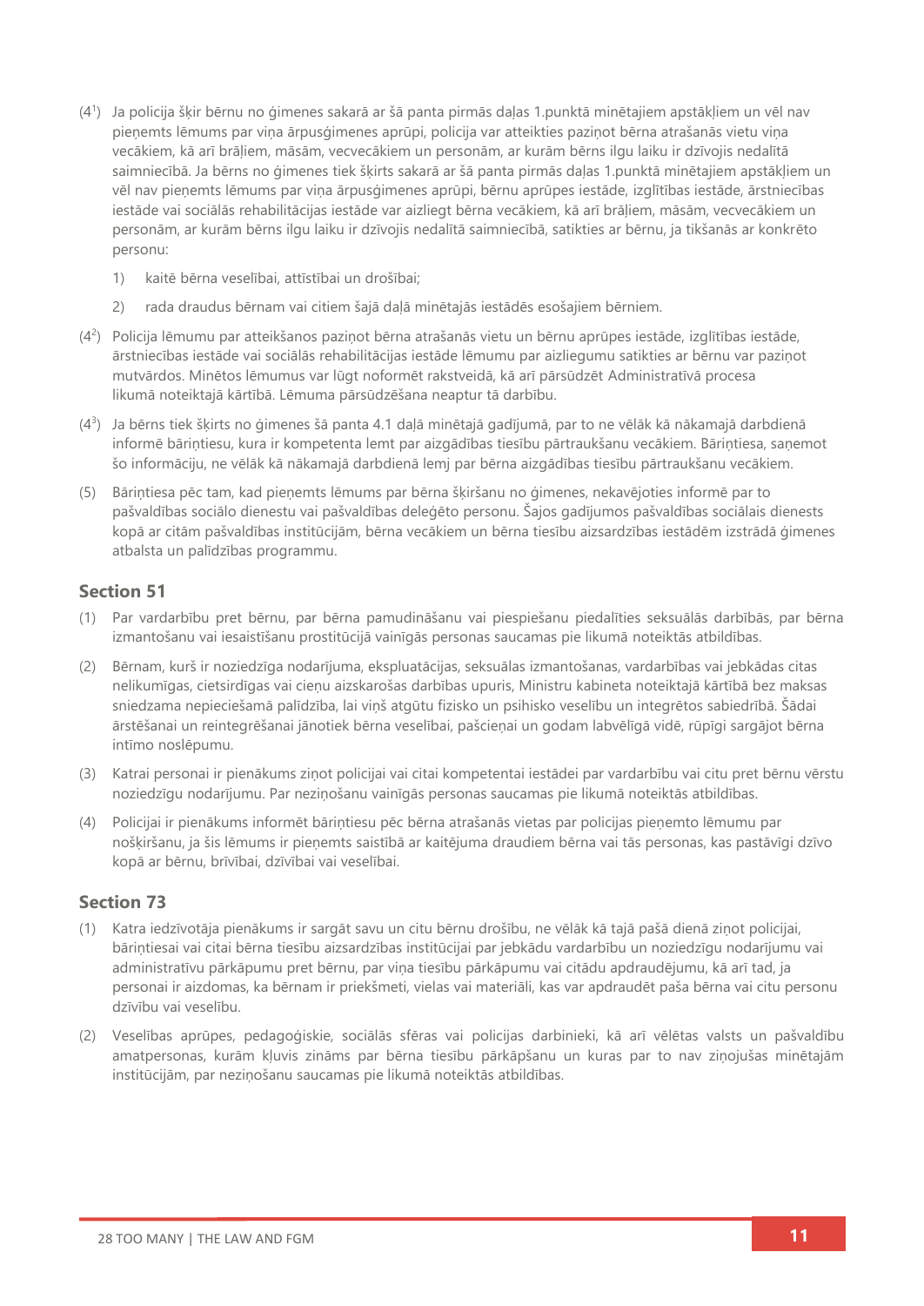(4[1]) Ja policija šķir bērnu no ģimenes sakarā ar šā panta pirmās daļas 1.punktā minētajiem apstākļiem un vēl nav pieņemts lēmums par viņa ārpusģimenes aprūpi, policija var atteikties paziņot bērna atrašanās vietu viņa vecākiem, kā arī brāļiem, māsām, vecvecākiem un personām, ar kurām bērns ilgu laiku ir dzīvojis nedalītā saimniecībā. Ja bērns no ģimenes tiek šķirts sakarā ar šā panta pirmās daļas 1.punktā minētajiem apstākļiem un vēl nav pieņemts lēmums par viņa ārpusģimenes aprūpi, bērnu aprūpes iestāde, izglītības iestāde, ārstniecības iestāde vai sociālās rehabilitācijas iestāde var aizliegt bērna vecākiem, kā arī brāļiem, māsām, vecvecākiem un personām, ar kurām bērns ilgu laiku ir dzīvojis nedalītā saimniecībā, satikties ar bērnu, ja tikšanās ar konkrēto personu:

1) kaitē bērna veselībai, attīstībai un drošībai;

2) rada draudus bērnam vai citiem šajā daļā minētajās iestādēs esošajiem bērniem.

(4[2]) Policija lēmumu par atteikšanos paziņot bērna atrašanās vietu un bērnu aprūpes iestāde, izglītības iestāde, ārstniecības iestāde vai sociālās rehabilitācijas iestāde lēmumu par aizliegumu satikties ar bērnu var paziņot mutvārdos. Minētos lēmumus var lūgt noformēt rakstveidā, kā arī pārsūdzēt Administratīvā procesa likumā noteiktajā kārtībā. Lēmuma pārsūdzēšana neaptur tā darbību.

(4[3]) Ja bērns tiek šķirts no ģimenes šā panta 4.1 daļā minētajā gadījumā, par to ne vēlāk kā nākamajā darbdienā informē bāriņtiesu, kura ir kompetenta lemt par aizgādības tiesību pārtraukšanu vecākiem. Bāriņtiesa, saņemot šo informāciju, ne vēlāk kā nākamajā darbdienā lemj par bērna aizgādības tiesību pārtraukšanu vecākiem.

(5) Bāriņtiesa pēc tam, kad pieņemts lēmums par bērna šķiršanu no ģimenes, nekavējoties informē par to pašvaldības sociālo dienestu vai pašvaldības deleģēto personu. Šajos gadījumos pašvaldības sociālais dienests kopā ar citām pašvaldības institūcijām, bērna vecākiem un bērna tiesību aizsardzības iestādēm izstrādā ģimenes atbalsta un palīdzības programmu.

## Section 51

(1) Par vardarbību pret bērnu, par bērna pamudināšanu vai piespiešanu piedalīties seksuālās darbībās, par bērna izmantošanu vai iesaistīšanu prostitūcijā vainīgās personas saucamas pie likumā noteiktās atbildības.

(2) Bērnam, kurš ir noziedzīga nodarījuma, ekspluatācijas, seksuālas izmantošanas, vardarbības vai jebkādas citas nelikumīgas, cietsirdīgas vai cieņu aizskarošas darbības upuris, Ministru kabineta noteiktajā kārtībā bez maksas sniedzama nepieciešamā palīdzība, lai viņš atgūtu fizisko un psihisko veselību un integrētos sabiedrībā. Šādai ārstēšanai un reintegrēšanai jānotiek bērna veselībai, pašcieņai un godam labvēlīgā vidē, rūpīgi sargājot bērna intīmo noslēpumu.

(3) Katrai personai ir pienākums ziņot policijai vai citai kompetentai iestādei par vardarbību vai citu pret bērnu vērstu noziedzīgu nodarījumu. Par neziņošanu vainīgās personas saucamas pie likumā noteiktās atbildības.

(4) Policijai ir pienākums informēt bāriņtiesu pēc bērna atrašanās vietas par policijas pieņemto lēmumu par nošķiršanu, ja šis lēmums ir pieņemts saistībā ar kaitējuma draudiem bērna vai tās personas, kas pastāvīgi dzīvo kopā ar bērnu, brīvībai, dzīvībai vai veselībai.

## Section 73

(1) Katra iedzīvotāja pienākums ir sargāt savu un citu bērnu drošību, ne vēlāk kā tajā pašā dienā ziņot policijai, bāriņtiesai vai citai bērna tiesību aizsardzības institūcijai par jebkādu vardarbību un noziedzīgu nodarījumu vai administratīvu pārkāpumu pret bērnu, par viņa tiesību pārkāpumu vai citādu apdraudējumu, kā arī tad, ja personai ir aizdomas, ka bērnam ir priekšmeti, vielas vai materiāli, kas var apdraudēt paša bērna vai citu personu dzīvību vai veselību.

(2) Veselības aprūpes, pedagoģiskie, sociālās sfēras vai policijas darbinieki, kā arī vēlētas valsts un pašvaldību amatpersonas, kurām kļuvis zināms par bērna tiesību pārkāpšanu un kuras par to nav ziņojušas minētajām institūcijām, par neziņošanu saucamas pie likumā noteiktās atbildības.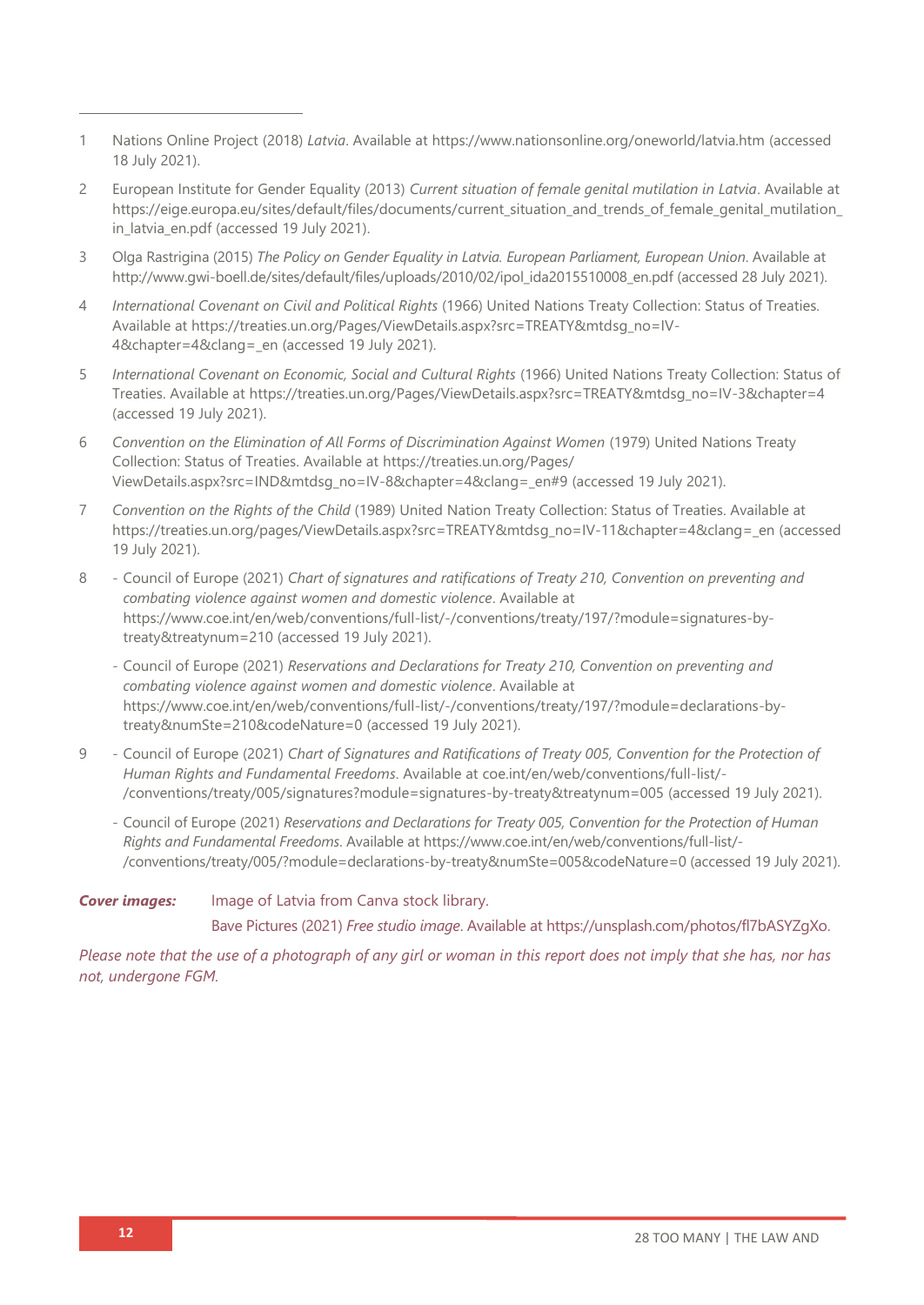1 Nations Online Project (2018) *Latvia*. Available at https://www.nationsonline.org/oneworld/latvia.htm (accessed 18 July 2021).

2 European Institute for Gender Equality (2013) *Current situation of female genital mutilation in Latvia*. Available at https://eige.europa.eu/sites/default/files/documents/current_situation_and_trends_of_female_genital_mutilation_in_latvia_en.pdf (accessed 19 July 2021).

3 Olga Rastrigina (2015) *The Policy on Gender Equality in Latvia. European Parliament, European Union*. Available at http://www.gwi-boell.de/sites/default/files/uploads/2010/02/ipol_ida2015510008_en.pdf (accessed 28 July 2021).

4 *International Covenant on Civil and Political Rights* (1966) United Nations Treaty Collection: Status of Treaties. Available at https://treaties.un.org/Pages/ViewDetails.aspx?src=TREATY&mtdsg_no=IV-4&chapter=4&clang=_en (accessed 19 July 2021).

5 *International Covenant on Economic, Social and Cultural Rights* (1966) United Nations Treaty Collection: Status of Treaties. Available at https://treaties.un.org/Pages/ViewDetails.aspx?src=TREATY&mtdsg_no=IV-3&chapter=4 (accessed 19 July 2021).

6 *Convention on the Elimination of All Forms of Discrimination Against Women* (1979) United Nations Treaty Collection: Status of Treaties. Available at https://treaties.un.org/Pages/ViewDetails.aspx?src=IND&mtdsg_no=IV-8&chapter=4&clang=_en#9 (accessed 19 July 2021).

7 *Convention on the Rights of the Child* (1989) United Nation Treaty Collection: Status of Treaties. Available at https://treaties.un.org/pages/ViewDetails.aspx?src=TREATY&mtdsg_no=IV-11&chapter=4&clang=_en (accessed 19 July 2021).

8 - Council of Europe (2021) *Chart of signatures and ratifications of Treaty 210, Convention on preventing and combating violence against women and domestic violence*. Available at https://www.coe.int/en/web/conventions/full-list/-/conventions/treaty/197/?module=signatures-by-treaty&treatynum=210 (accessed 19 July 2021).

  - Council of Europe (2021) *Reservations and Declarations for Treaty 210, Convention on preventing and combating violence against women and domestic violence*. Available at https://www.coe.int/en/web/conventions/full-list/-/conventions/treaty/197/?module=declarations-by-treaty&numSte=210&codeNature=0 (accessed 19 July 2021).

9 - Council of Europe (2021) *Chart of Signatures and Ratifications of Treaty 005, Convention for the Protection of Human Rights and Fundamental Freedoms*. Available at coe.int/en/web/conventions/full-list/-/conventions/treaty/005/signatures?module=signatures-by-treaty&treatynum=005 (accessed 19 July 2021).

  - Council of Europe (2021) *Reservations and Declarations for Treaty 005, Convention for the Protection of Human Rights and Fundamental Freedoms*. Available at https://www.coe.int/en/web/conventions/full-list/-/conventions/treaty/005/?module=declarations-by-treaty&numSte=005&codeNature=0 (accessed 19 July 2021).

***Cover images:*** Image of Latvia from Canva stock library.
Bave Pictures (2021) *Free studio image*. Available at https://unsplash.com/photos/fl7bASYZgXo.

*Please note that the use of a photograph of any girl or woman in this report does not imply that she has, nor has not, undergone FGM.*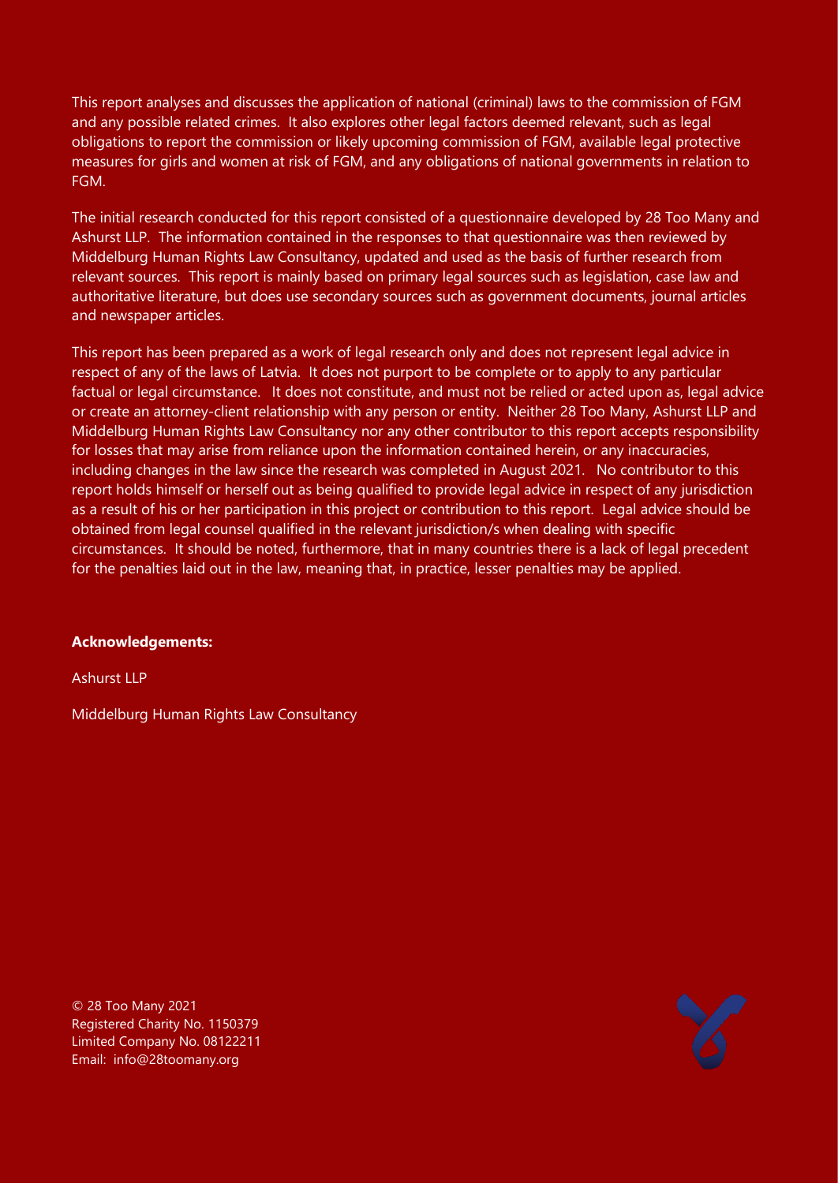This report analyses and discusses the application of national (criminal) laws to the commission of FGM and any possible related crimes. It also explores other legal factors deemed relevant, such as legal obligations to report the commission or likely upcoming commission of FGM, available legal protective measures for girls and women at risk of FGM, and any obligations of national governments in relation to FGM.

The initial research conducted for this report consisted of a questionnaire developed by 28 Too Many and Ashurst LLP. The information contained in the responses to that questionnaire was then reviewed by Middelburg Human Rights Law Consultancy, updated and used as the basis of further research from relevant sources. This report is mainly based on primary legal sources such as legislation, case law and authoritative literature, but does use secondary sources such as government documents, journal articles and newspaper articles.

This report has been prepared as a work of legal research only and does not represent legal advice in respect of any of the laws of Latvia. It does not purport to be complete or to apply to any particular factual or legal circumstance. It does not constitute, and must not be relied or acted upon as, legal advice or create an attorney-client relationship with any person or entity. Neither 28 Too Many, Ashurst LLP and Middelburg Human Rights Law Consultancy nor any other contributor to this report accepts responsibility for losses that may arise from reliance upon the information contained herein, or any inaccuracies, including changes in the law since the research was completed in August 2021. No contributor to this report holds himself or herself out as being qualified to provide legal advice in respect of any jurisdiction as a result of his or her participation in this project or contribution to this report. Legal advice should be obtained from legal counsel qualified in the relevant jurisdiction/s when dealing with specific circumstances. It should be noted, furthermore, that in many countries there is a lack of legal precedent for the penalties laid out in the law, meaning that, in practice, lesser penalties may be applied.

**Acknowledgements:**

Ashurst LLP

Middelburg Human Rights Law Consultancy

© 28 Too Many 2021
Registered Charity No. 1150379
Limited Company No. 08122211
Email: info@28toomany.org